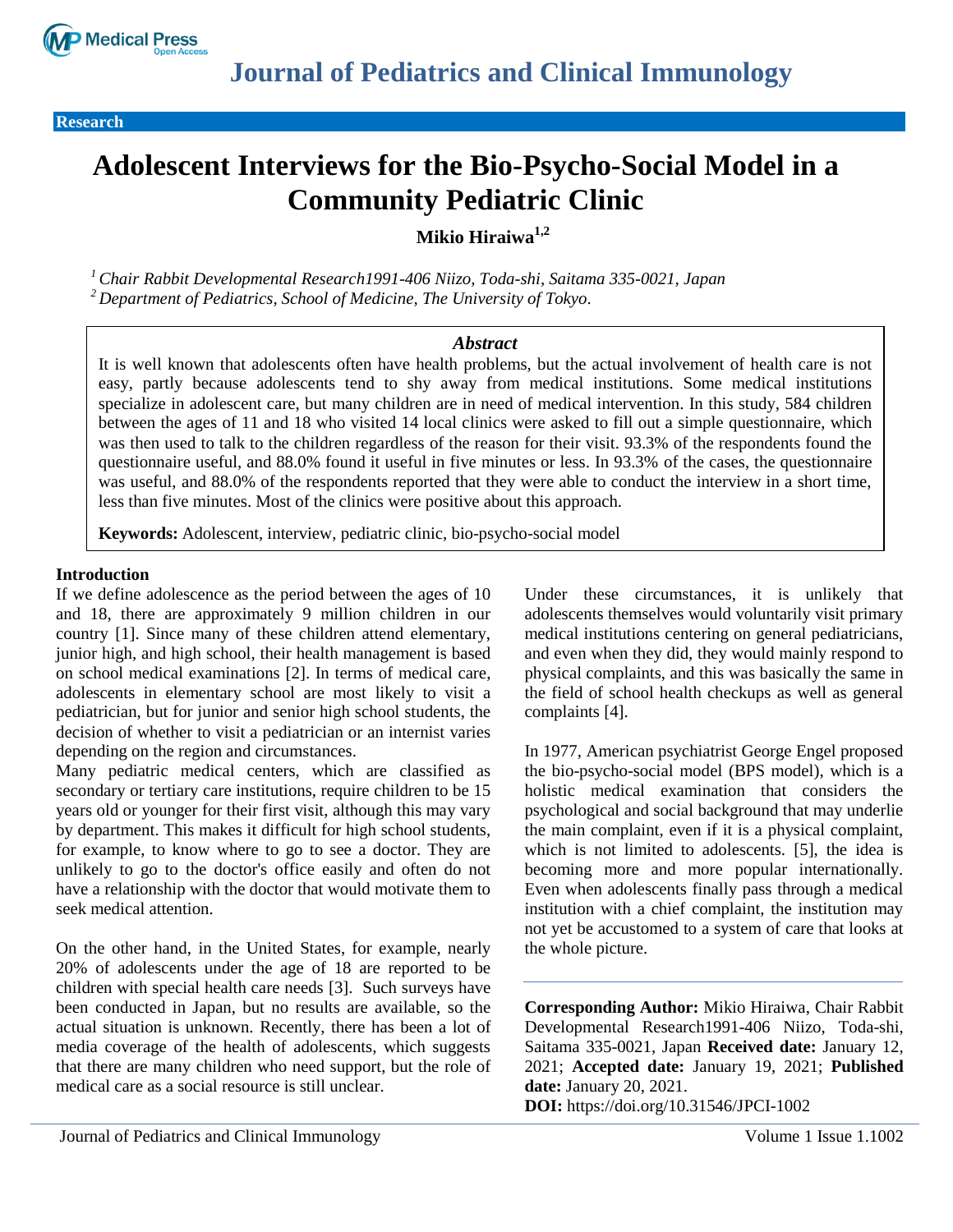Research

# Adolescent Interviews for the Bio-Psycho-Social Model in a Community Pediatric Clinic

**Mikio Hiraiwa[1,2]**

[1] *Chair Rabbit Developmental Research1991-406 Niizo, Toda-shi, Saitama 335-0021, Japan*
[2] *Department of Pediatrics, School of Medicine, The University of Tokyo.*

### *Abstract*

It is well known that adolescents often have health problems, but the actual involvement of health care is not easy, partly because adolescents tend to shy away from medical institutions. Some medical institutions specialize in adolescent care, but many children are in need of medical intervention. In this study, 584 children between the ages of 11 and 18 who visited 14 local clinics were asked to fill out a simple questionnaire, which was then used to talk to the children regardless of the reason for their visit. 93.3% of the respondents found the questionnaire useful, and 88.0% found it useful in five minutes or less. In 93.3% of the cases, the questionnaire was useful, and 88.0% of the respondents reported that they were able to conduct the interview in a short time, less than five minutes. Most of the clinics were positive about this approach.

**Keywords:** Adolescent, interview, pediatric clinic, bio-psycho-social model

## Introduction

If we define adolescence as the period between the ages of 10 and 18, there are approximately 9 million children in our country [1]. Since many of these children attend elementary, junior high, and high school, their health management is based on school medical examinations [2]. In terms of medical care, adolescents in elementary school are most likely to visit a pediatrician, but for junior and senior high school students, the decision of whether to visit a pediatrician or an internist varies depending on the region and circumstances.

Many pediatric medical centers, which are classified as secondary or tertiary care institutions, require children to be 15 years old or younger for their first visit, although this may vary by department. This makes it difficult for high school students, for example, to know where to go to see a doctor. They are unlikely to go to the doctor's office easily and often do not have a relationship with the doctor that would motivate them to seek medical attention.

On the other hand, in the United States, for example, nearly 20% of adolescents under the age of 18 are reported to be children with special health care needs [3]. Such surveys have been conducted in Japan, but no results are available, so the actual situation is unknown. Recently, there has been a lot of media coverage of the health of adolescents, which suggests that there are many children who need support, but the role of medical care as a social resource is still unclear.

Under these circumstances, it is unlikely that adolescents themselves would voluntarily visit primary medical institutions centering on general pediatricians, and even when they did, they would mainly respond to physical complaints, and this was basically the same in the field of school health checkups as well as general complaints [4].

In 1977, American psychiatrist George Engel proposed the bio-psycho-social model (BPS model), which is a holistic medical examination that considers the psychological and social background that may underlie the main complaint, even if it is a physical complaint, which is not limited to adolescents. [5], the idea is becoming more and more popular internationally. Even when adolescents finally pass through a medical institution with a chief complaint, the institution may not yet be accustomed to a system of care that looks at the whole picture.

**Corresponding Author:** Mikio Hiraiwa, Chair Rabbit Developmental Research1991-406 Niizo, Toda-shi, Saitama 335-0021, Japan **Received date:** January 12, 2021; **Accepted date:** January 19, 2021; **Published date:** January 20, 2021.
**DOI:** https://doi.org/10.31546/JPCI-1002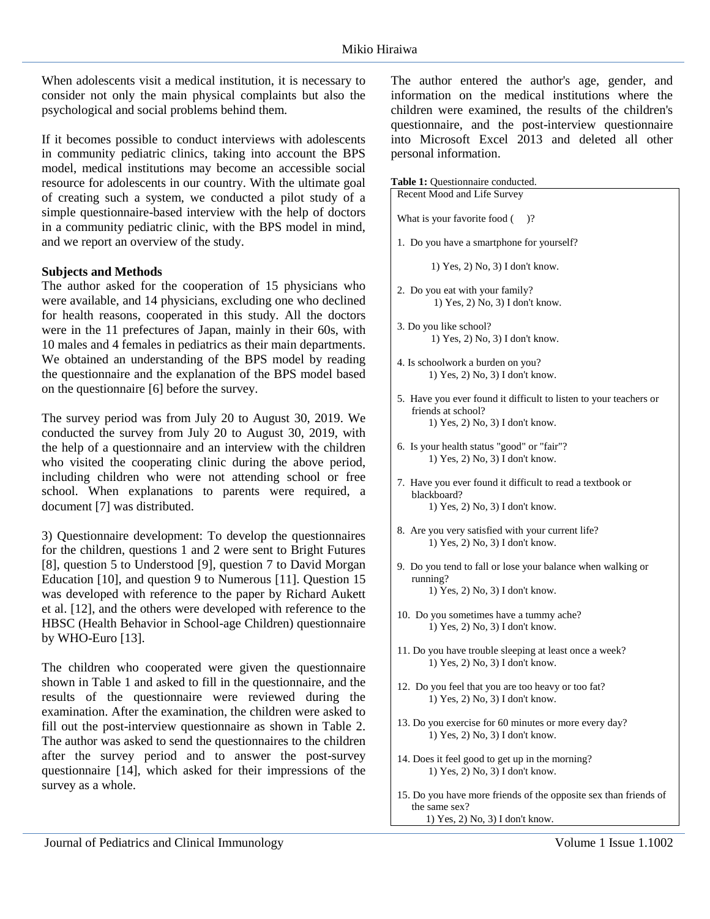When adolescents visit a medical institution, it is necessary to consider not only the main physical complaints but also the psychological and social problems behind them.

If it becomes possible to conduct interviews with adolescents in community pediatric clinics, taking into account the BPS model, medical institutions may become an accessible social resource for adolescents in our country. With the ultimate goal of creating such a system, we conducted a pilot study of a simple questionnaire-based interview with the help of doctors in a community pediatric clinic, with the BPS model in mind, and we report an overview of the study.

## Subjects and Methods

The author asked for the cooperation of 15 physicians who were available, and 14 physicians, excluding one who declined for health reasons, cooperated in this study. All the doctors were in the 11 prefectures of Japan, mainly in their 60s, with 10 males and 4 females in pediatrics as their main departments. We obtained an understanding of the BPS model by reading the questionnaire and the explanation of the BPS model based on the questionnaire [6] before the survey.

The survey period was from July 20 to August 30, 2019. We conducted the survey from July 20 to August 30, 2019, with the help of a questionnaire and an interview with the children who visited the cooperating clinic during the above period, including children who were not attending school or free school. When explanations to parents were required, a document [7] was distributed.

3) Questionnaire development: To develop the questionnaires for the children, questions 1 and 2 were sent to Bright Futures [8], question 5 to Understood [9], question 7 to David Morgan Education [10], and question 9 to Numerous [11]. Question 15 was developed with reference to the paper by Richard Aukett et al. [12], and the others were developed with reference to the HBSC (Health Behavior in School-age Children) questionnaire by WHO-Euro [13].

The children who cooperated were given the questionnaire shown in Table 1 and asked to fill in the questionnaire, and the results of the questionnaire were reviewed during the examination. After the examination, the children were asked to fill out the post-interview questionnaire as shown in Table 2. The author was asked to send the questionnaires to the children after the survey period and to answer the post-survey questionnaire [14], which asked for their impressions of the survey as a whole.

The author entered the author's age, gender, and information on the medical institutions where the children were examined, the results of the children's questionnaire, and the post-interview questionnaire into Microsoft Excel 2013 and deleted all other personal information.

**Table 1:** Questionnaire conducted.

| Recent Mood and Life Survey |
|---|
| What is your favorite food ( )? |
| 1. Do you have a smartphone for yourself?<br>1) Yes, 2) No, 3) I don't know. |
| 2. Do you eat with your family?<br>1) Yes, 2) No, 3) I don't know. |
| 3. Do you like school?<br>1) Yes, 2) No, 3) I don't know. |
| 4. Is schoolwork a burden on you?<br>1) Yes, 2) No, 3) I don't know. |
| 5. Have you ever found it difficult to listen to your teachers or friends at school?<br>1) Yes, 2) No, 3) I don't know. |
| 6. Is your health status "good" or "fair"?<br>1) Yes, 2) No, 3) I don't know. |
| 7. Have you ever found it difficult to read a textbook or blackboard?<br>1) Yes, 2) No, 3) I don't know. |
| 8. Are you very satisfied with your current life?<br>1) Yes, 2) No, 3) I don't know. |
| 9. Do you tend to fall or lose your balance when walking or running?<br>1) Yes, 2) No, 3) I don't know. |
| 10. Do you sometimes have a tummy ache?<br>1) Yes, 2) No, 3) I don't know. |
| 11. Do you have trouble sleeping at least once a week?<br>1) Yes, 2) No, 3) I don't know. |
| 12. Do you feel that you are too heavy or too fat?<br>1) Yes, 2) No, 3) I don't know. |
| 13. Do you exercise for 60 minutes or more every day?<br>1) Yes, 2) No, 3) I don't know. |
| 14. Does it feel good to get up in the morning?<br>1) Yes, 2) No, 3) I don't know. |
| 15. Do you have more friends of the opposite sex than friends of the same sex?<br>1) Yes, 2) No, 3) I don't know. |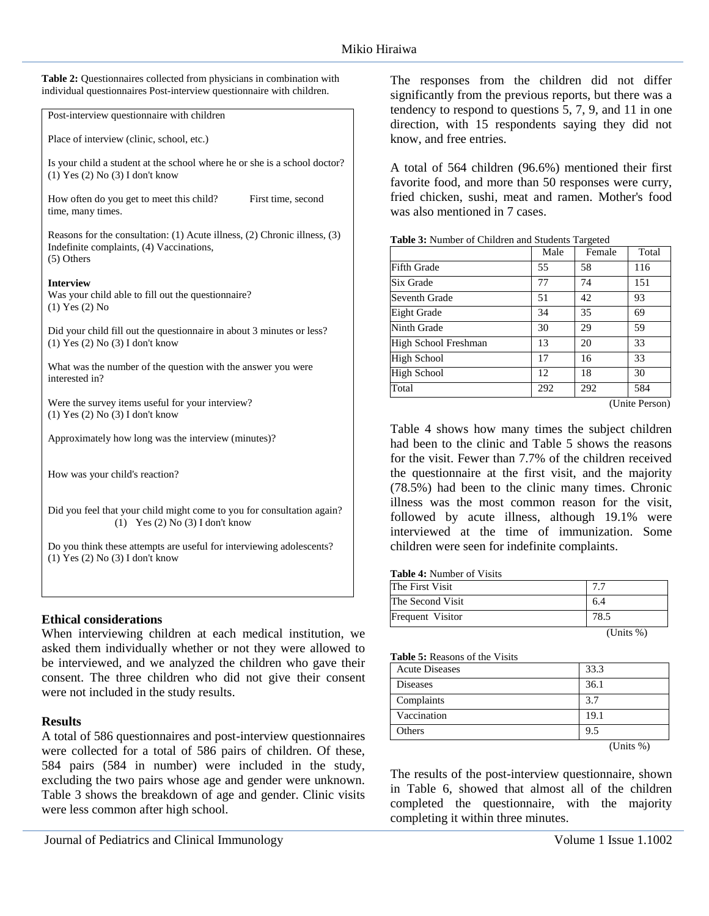**Table 2:** Questionnaires collected from physicians in combination with individual questionnaires Post-interview questionnaire with children.

Post-interview questionnaire with children

Place of interview (clinic, school, etc.)

Is your child a student at the school where he or she is a school doctor?
(1) Yes (2) No (3) I don't know

How often do you get to meet this child? First time, second time, many times.

Reasons for the consultation: (1) Acute illness, (2) Chronic illness, (3) Indefinite complaints, (4) Vaccinations,
(5) Others

**Interview**
Was your child able to fill out the questionnaire?
(1) Yes (2) No

Did your child fill out the questionnaire in about 3 minutes or less?
(1) Yes (2) No (3) I don't know

What was the number of the question with the answer you were interested in?

Were the survey items useful for your interview?
(1) Yes (2) No (3) I don't know

Approximately how long was the interview (minutes)?

How was your child's reaction?

Did you feel that your child might come to you for consultation again?
(1) Yes (2) No (3) I don't know

Do you think these attempts are useful for interviewing adolescents?
(1) Yes (2) No (3) I don't know

## Ethical considerations

When interviewing children at each medical institution, we asked them individually whether or not they were allowed to be interviewed, and we analyzed the children who gave their consent. The three children who did not give their consent were not included in the study results.

## Results

A total of 586 questionnaires and post-interview questionnaires were collected for a total of 586 pairs of children. Of these, 584 pairs (584 in number) were included in the study, excluding the two pairs whose age and gender were unknown. Table 3 shows the breakdown of age and gender. Clinic visits were less common after high school.

The responses from the children did not differ significantly from the previous reports, but there was a tendency to respond to questions 5, 7, 9, and 11 in one direction, with 15 respondents saying they did not know, and free entries.

A total of 564 children (96.6%) mentioned their first favorite food, and more than 50 responses were curry, fried chicken, sushi, meat and ramen. Mother's food was also mentioned in 7 cases.

**Table 3:** Number of Children and Students Targeted

| | Male | Female | Total |
|---|---|---|---|
| Fifth Grade | 55 | 58 | 116 |
| Six Grade | 77 | 74 | 151 |
| Seventh Grade | 51 | 42 | 93 |
| Eight Grade | 34 | 35 | 69 |
| Ninth Grade | 30 | 29 | 59 |
| High School Freshman | 13 | 20 | 33 |
| High School | 17 | 16 | 33 |
| High School | 12 | 18 | 30 |
| Total | 292 | 292 | 584 |

(Unite Person)

Table 4 shows how many times the subject children had been to the clinic and Table 5 shows the reasons for the visit. Fewer than 7.7% of the children received the questionnaire at the first visit, and the majority (78.5%) had been to the clinic many times. Chronic illness was the most common reason for the visit, followed by acute illness, although 19.1% were interviewed at the time of immunization. Some children were seen for indefinite complaints.

**Table 4:** Number of Visits

| | |
|---|---|
| The First Visit | 7.7 |
| The Second Visit | 6.4 |
| Frequent Visitor | 78.5 |

(Units %)

**Table 5:** Reasons of the Visits

| | |
|---|---|
| Acute Diseases | 33.3 |
| Diseases | 36.1 |
| Complaints | 3.7 |
| Vaccination | 19.1 |
| Others | 9.5 |

(Units %)

The results of the post-interview questionnaire, shown in Table 6, showed that almost all of the children completed the questionnaire, with the majority completing it within three minutes.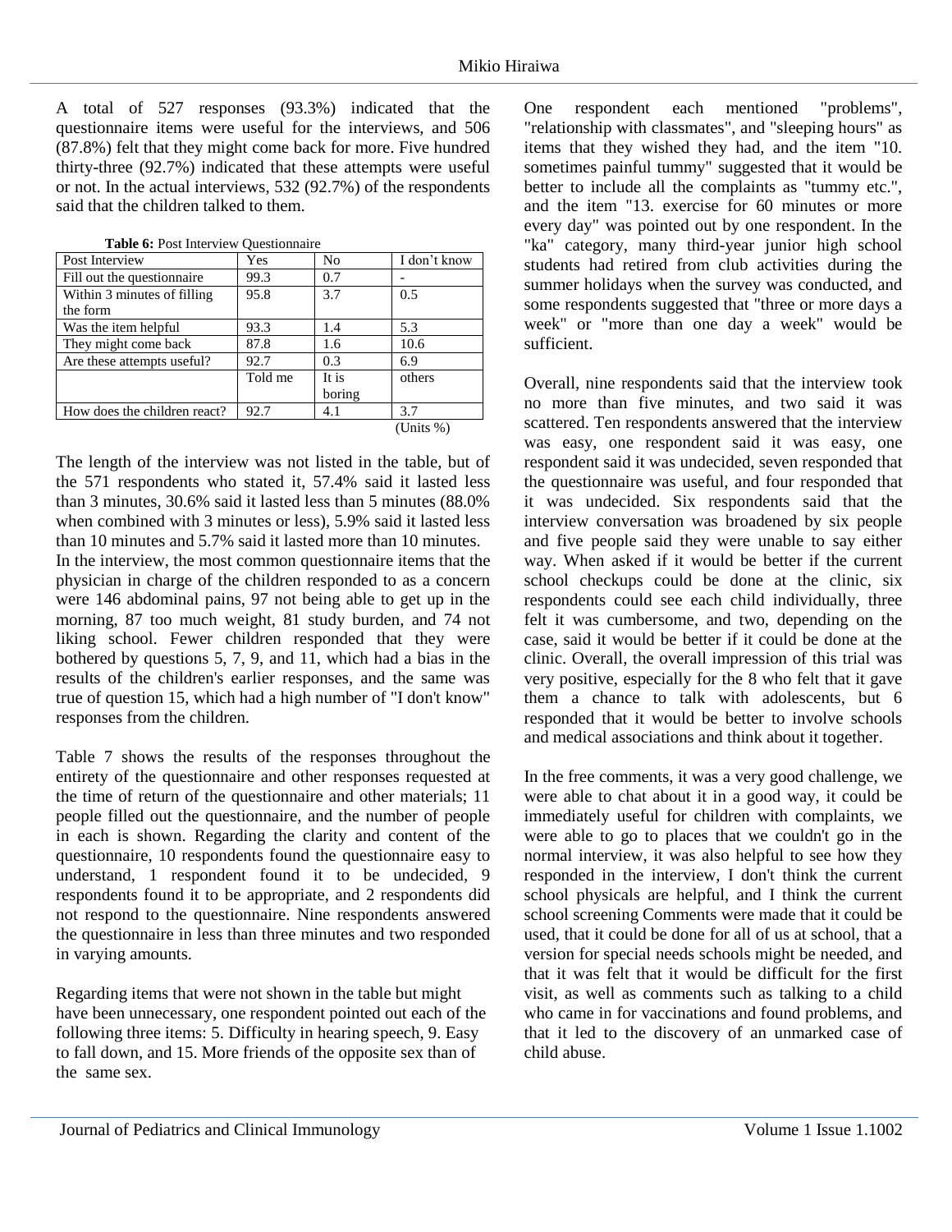A total of 527 responses (93.3%) indicated that the questionnaire items were useful for the interviews, and 506 (87.8%) felt that they might come back for more. Five hundred thirty-three (92.7%) indicated that these attempts were useful or not. In the actual interviews, 532 (92.7%) of the respondents said that the children talked to them.

**Table 6:** Post Interview Questionnaire

| Post Interview | Yes | No | I don't know |
|---|---|---|---|
| Fill out the questionnaire | 99.3 | 0.7 | - |
| Within 3 minutes of filling the form | 95.8 | 3.7 | 0.5 |
| Was the item helpful | 93.3 | 1.4 | 5.3 |
| They might come back | 87.8 | 1.6 | 10.6 |
| Are these attempts useful? | 92.7 | 0.3 | 6.9 |
| | Told me | It is boring | others |
| How does the children react? | 92.7 | 4.1 | 3.7 |

(Units %)

The length of the interview was not listed in the table, but of the 571 respondents who stated it, 57.4% said it lasted less than 3 minutes, 30.6% said it lasted less than 5 minutes (88.0% when combined with 3 minutes or less), 5.9% said it lasted less than 10 minutes and 5.7% said it lasted more than 10 minutes.

In the interview, the most common questionnaire items that the physician in charge of the children responded to as a concern were 146 abdominal pains, 97 not being able to get up in the morning, 87 too much weight, 81 study burden, and 74 not liking school. Fewer children responded that they were bothered by questions 5, 7, 9, and 11, which had a bias in the results of the children's earlier responses, and the same was true of question 15, which had a high number of "I don't know" responses from the children.

Table 7 shows the results of the responses throughout the entirety of the questionnaire and other responses requested at the time of return of the questionnaire and other materials; 11 people filled out the questionnaire, and the number of people in each is shown. Regarding the clarity and content of the questionnaire, 10 respondents found the questionnaire easy to understand, 1 respondent found it to be undecided, 9 respondents found it to be appropriate, and 2 respondents did not respond to the questionnaire. Nine respondents answered the questionnaire in less than three minutes and two responded in varying amounts.

Regarding items that were not shown in the table but might have been unnecessary, one respondent pointed out each of the following three items: 5. Difficulty in hearing speech, 9. Easy to fall down, and 15. More friends of the opposite sex than of the same sex.

One respondent each mentioned "problems", "relationship with classmates", and "sleeping hours" as items that they wished they had, and the item "10. sometimes painful tummy" suggested that it would be better to include all the complaints as "tummy etc.", and the item "13. exercise for 60 minutes or more every day" was pointed out by one respondent. In the "ka" category, many third-year junior high school students had retired from club activities during the summer holidays when the survey was conducted, and some respondents suggested that "three or more days a week" or "more than one day a week" would be sufficient.

Overall, nine respondents said that the interview took no more than five minutes, and two said it was scattered. Ten respondents answered that the interview was easy, one respondent said it was easy, one respondent said it was undecided, seven responded that the questionnaire was useful, and four responded that it was undecided. Six respondents said that the interview conversation was broadened by six people and five people said they were unable to say either way. When asked if it would be better if the current school checkups could be done at the clinic, six respondents could see each child individually, three felt it was cumbersome, and two, depending on the case, said it would be better if it could be done at the clinic. Overall, the overall impression of this trial was very positive, especially for the 8 who felt that it gave them a chance to talk with adolescents, but 6 responded that it would be better to involve schools and medical associations and think about it together.

In the free comments, it was a very good challenge, we were able to chat about it in a good way, it could be immediately useful for children with complaints, we were able to go to places that we couldn't go in the normal interview, it was also helpful to see how they responded in the interview, I don't think the current school physicals are helpful, and I think the current school screening Comments were made that it could be used, that it could be done for all of us at school, that a version for special needs schools might be needed, and that it was felt that it would be difficult for the first visit, as well as comments such as talking to a child who came in for vaccinations and found problems, and that it led to the discovery of an unmarked case of child abuse.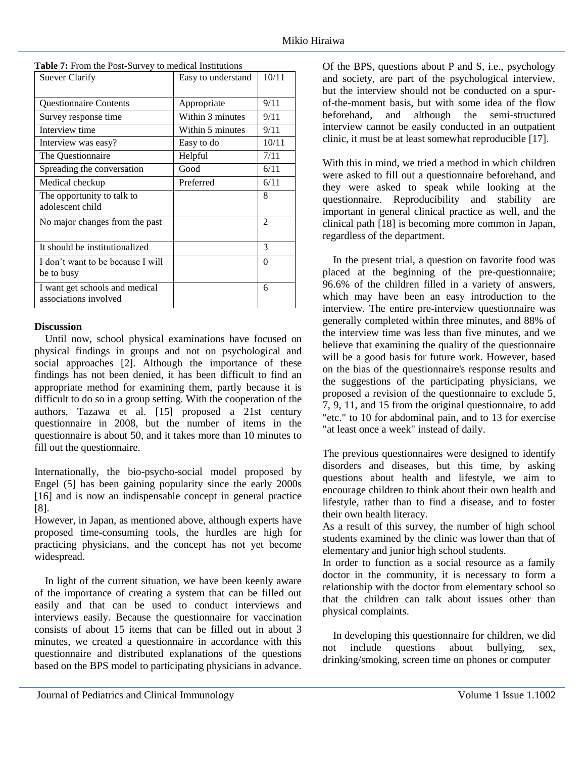**Table 7:** From the Post-Survey to medical Institutions

| Suever Clarify | Easy to understand | 10/11 |
|---|---|---|
| Questionnaire Contents | Appropriate | 9/11 |
| Survey response time | Within 3 minutes | 9/11 |
| Interview time | Within 5 minutes | 9/11 |
| Interview was easy? | Easy to do | 10/11 |
| The Questionnaire | Helpful | 7/11 |
| Spreading the conversation | Good | 6/11 |
| Medical checkup | Preferred | 6/11 |
| The opportunity to talk to adolescent child | | 8 |
| No major changes from the past | | 2 |
| It should be institutionalized | | 3 |
| I don't want to be because I will be to busy | | 0 |
| I want get schools and medical associations involved | | 6 |

## Discussion

Until now, school physical examinations have focused on physical findings in groups and not on psychological and social approaches [2]. Although the importance of these findings has not been denied, it has been difficult to find an appropriate method for examining them, partly because it is difficult to do so in a group setting. With the cooperation of the authors, Tazawa et al. [15] proposed a 21st century questionnaire in 2008, but the number of items in the questionnaire is about 50, and it takes more than 10 minutes to fill out the questionnaire.

Internationally, the bio-psycho-social model proposed by Engel (5] has been gaining popularity since the early 2000s [16] and is now an indispensable concept in general practice [8].

However, in Japan, as mentioned above, although experts have proposed time-consuming tools, the hurdles are high for practicing physicians, and the concept has not yet become widespread.

In light of the current situation, we have been keenly aware of the importance of creating a system that can be filled out easily and that can be used to conduct interviews and interviews easily. Because the questionnaire for vaccination consists of about 15 items that can be filled out in about 3 minutes, we created a questionnaire in accordance with this questionnaire and distributed explanations of the questions based on the BPS model to participating physicians in advance.

Of the BPS, questions about P and S, i.e., psychology and society, are part of the psychological interview, but the interview should not be conducted on a spur-of-the-moment basis, but with some idea of the flow beforehand, and although the semi-structured interview cannot be easily conducted in an outpatient clinic, it must be at least somewhat reproducible [17].

With this in mind, we tried a method in which children were asked to fill out a questionnaire beforehand, and they were asked to speak while looking at the questionnaire. Reproducibility and stability are important in general clinical practice as well, and the clinical path [18] is becoming more common in Japan, regardless of the department.

In the present trial, a question on favorite food was placed at the beginning of the pre-questionnaire; 96.6% of the children filled in a variety of answers, which may have been an easy introduction to the interview. The entire pre-interview questionnaire was generally completed within three minutes, and 88% of the interview time was less than five minutes, and we believe that examining the quality of the questionnaire will be a good basis for future work. However, based on the bias of the questionnaire's response results and the suggestions of the participating physicians, we proposed a revision of the questionnaire to exclude 5, 7, 9, 11, and 15 from the original questionnaire, to add "etc." to 10 for abdominal pain, and to 13 for exercise "at least once a week" instead of daily.

The previous questionnaires were designed to identify disorders and diseases, but this time, by asking questions about health and lifestyle, we aim to encourage children to think about their own health and lifestyle, rather than to find a disease, and to foster their own health literacy.

As a result of this survey, the number of high school students examined by the clinic was lower than that of elementary and junior high school students.

In order to function as a social resource as a family doctor in the community, it is necessary to form a relationship with the doctor from elementary school so that the children can talk about issues other than physical complaints.

In developing this questionnaire for children, we did not include questions about bullying, sex, drinking/smoking, screen time on phones or computer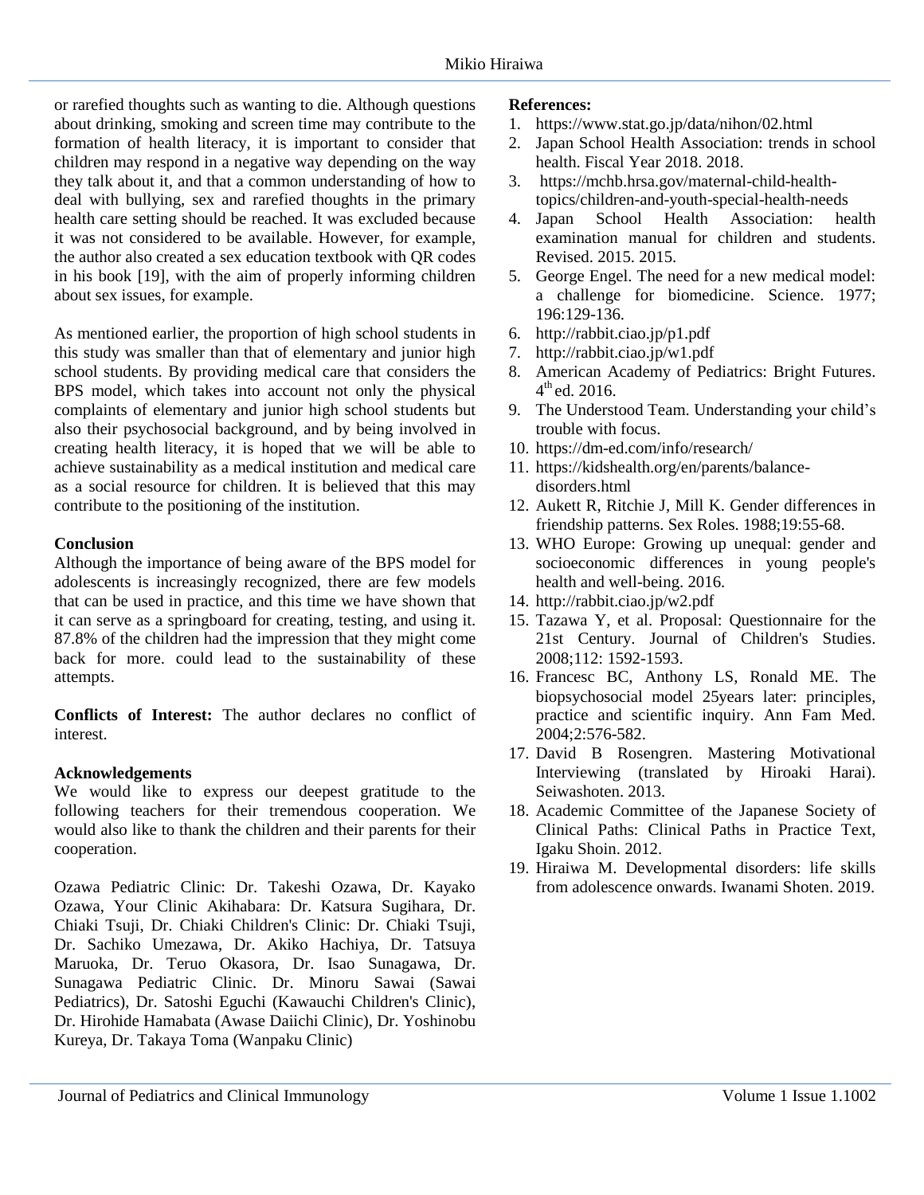or rarefied thoughts such as wanting to die. Although questions about drinking, smoking and screen time may contribute to the formation of health literacy, it is important to consider that children may respond in a negative way depending on the way they talk about it, and that a common understanding of how to deal with bullying, sex and rarefied thoughts in the primary health care setting should be reached. It was excluded because it was not considered to be available. However, for example, the author also created a sex education textbook with QR codes in his book [19], with the aim of properly informing children about sex issues, for example.

As mentioned earlier, the proportion of high school students in this study was smaller than that of elementary and junior high school students. By providing medical care that considers the BPS model, which takes into account not only the physical complaints of elementary and junior high school students but also their psychosocial background, and by being involved in creating health literacy, it is hoped that we will be able to achieve sustainability as a medical institution and medical care as a social resource for children. It is believed that this may contribute to the positioning of the institution.

## Conclusion

Although the importance of being aware of the BPS model for adolescents is increasingly recognized, there are few models that can be used in practice, and this time we have shown that it can serve as a springboard for creating, testing, and using it. 87.8% of the children had the impression that they might come back for more. could lead to the sustainability of these attempts.

**Conflicts of Interest:** The author declares no conflict of interest.

## Acknowledgements

We would like to express our deepest gratitude to the following teachers for their tremendous cooperation. We would also like to thank the children and their parents for their cooperation.

Ozawa Pediatric Clinic: Dr. Takeshi Ozawa, Dr. Kayako Ozawa, Your Clinic Akihabara: Dr. Katsura Sugihara, Dr. Chiaki Tsuji, Dr. Chiaki Children's Clinic: Dr. Chiaki Tsuji, Dr. Sachiko Umezawa, Dr. Akiko Hachiya, Dr. Tatsuya Maruoka, Dr. Teruo Okasora, Dr. Isao Sunagawa, Dr. Sunagawa Pediatric Clinic. Dr. Minoru Sawai (Sawai Pediatrics), Dr. Satoshi Eguchi (Kawauchi Children's Clinic), Dr. Hirohide Hamabata (Awase Daiichi Clinic), Dr. Yoshinobu Kureya, Dr. Takaya Toma (Wanpaku Clinic)

## References:

1. https://www.stat.go.jp/data/nihon/02.html
2. Japan School Health Association: trends in school health. Fiscal Year 2018. 2018.
3. https://mchb.hrsa.gov/maternal-child-health-topics/children-and-youth-special-health-needs
4. Japan School Health Association: health examination manual for children and students. Revised. 2015. 2015.
5. George Engel. The need for a new medical model: a challenge for biomedicine. Science. 1977; 196:129-136.
6. http://rabbit.ciao.jp/p1.pdf
7. http://rabbit.ciao.jp/w1.pdf
8. American Academy of Pediatrics: Bright Futures. 4th ed. 2016.
9. The Understood Team. Understanding your child's trouble with focus.
10. https://dm-ed.com/info/research/
11. https://kidshealth.org/en/parents/balance-disorders.html
12. Aukett R, Ritchie J, Mill K. Gender differences in friendship patterns. Sex Roles. 1988;19:55-68.
13. WHO Europe: Growing up unequal: gender and socioeconomic differences in young people's health and well-being. 2016.
14. http://rabbit.ciao.jp/w2.pdf
15. Tazawa Y, et al. Proposal: Questionnaire for the 21st Century. Journal of Children's Studies. 2008;112: 1592-1593.
16. Francesc BC, Anthony LS, Ronald ME. The biopsychosocial model 25years later: principles, practice and scientific inquiry. Ann Fam Med. 2004;2:576-582.
17. David B Rosengren. Mastering Motivational Interviewing (translated by Hiroaki Harai). Seiwashoten. 2013.
18. Academic Committee of the Japanese Society of Clinical Paths: Clinical Paths in Practice Text, Igaku Shoin. 2012.
19. Hiraiwa M. Developmental disorders: life skills from adolescence onwards. Iwanami Shoten. 2019.